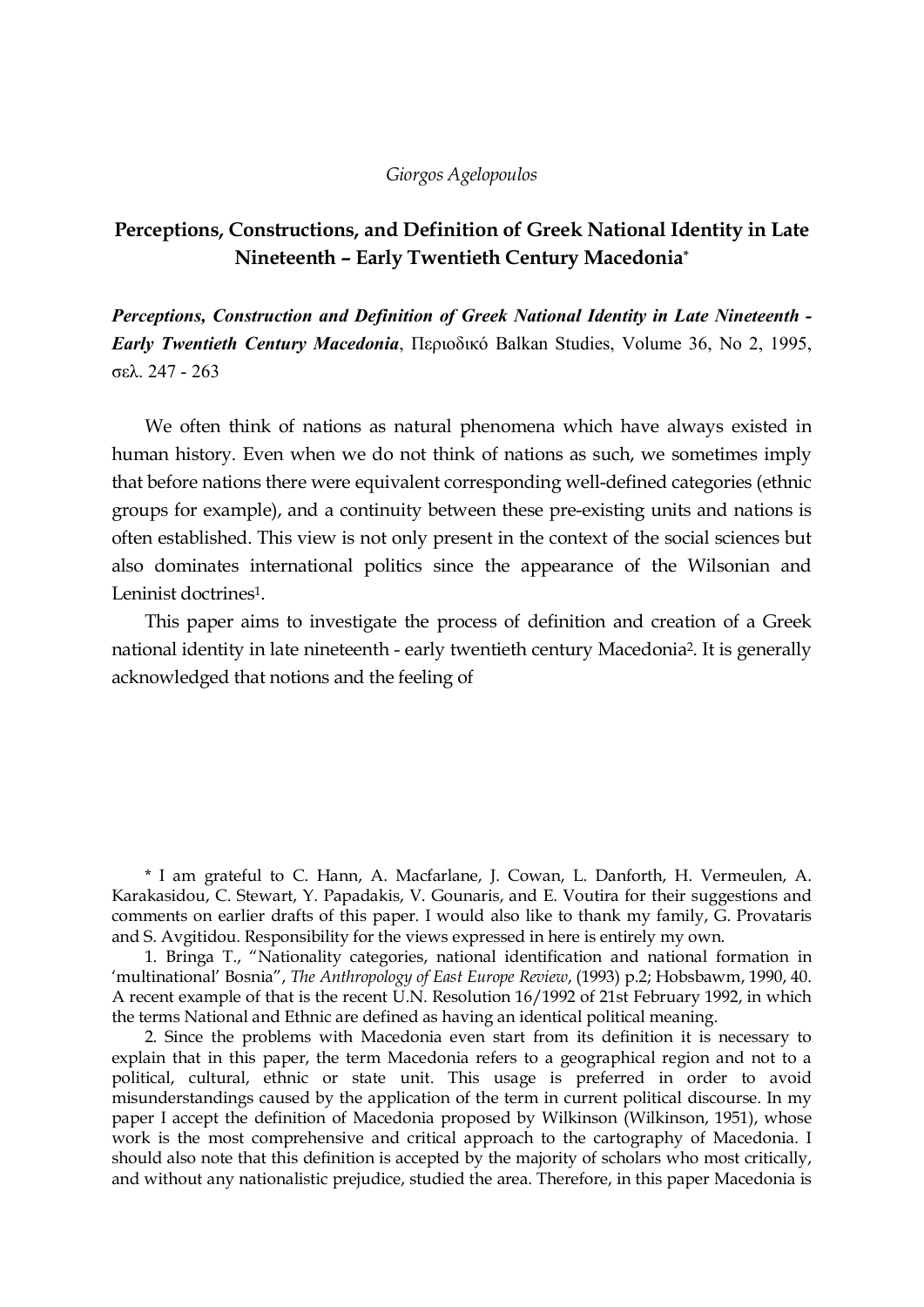*Giorgos Agelopoulos*

# Perceptions, Constructions, and Definition of Greek National Identity in Late Nineteenth – Early Twentieth Century Macedonia*

***Perceptions, Construction and Definition of Greek National Identity in Late Nineteenth - Early Twentieth Century Macedonia***, Περιοδικό Balkan Studies, Volume 36, No 2, 1995, σελ. 247 - 263

We often think of nations as natural phenomena which have always existed in human history. Even when we do not think of nations as such, we sometimes imply that before nations there were equivalent corresponding well-defined categories (ethnic groups for example), and a continuity between these pre-existing units and nations is often established. This view is not only present in the context of the social sciences but also dominates international politics since the appearance of the Wilsonian and Leninist doctrines[1].

This paper aims to investigate the process of definition and creation of a Greek national identity in late nineteenth - early twentieth century Macedonia[2]. It is generally acknowledged that notions and the feeling of

---

\* I am grateful to C. Hann, A. Macfarlane, J. Cowan, L. Danforth, H. Vermeulen, A. Karakasidou, C. Stewart, Y. Papadakis, V. Gounaris, and E. Voutira for their suggestions and comments on earlier drafts of this paper. I would also like to thank my family, G. Provataris and S. Avgitidou. Responsibility for the views expressed in here is entirely my own.

1. Bringa T., "Nationality categories, national identification and national formation in 'multinational' Bosnia", *The Anthropology of East Europe Review*, (1993) p.2; Hobsbawm, 1990, 40. A recent example of that is the recent U.N. Resolution 16/1992 of 21st February 1992, in which the terms National and Ethnic are defined as having an identical political meaning.

2. Since the problems with Macedonia even start from its definition it is necessary to explain that in this paper, the term Macedonia refers to a geographical region and not to a political, cultural, ethnic or state unit. This usage is preferred in order to avoid misunderstandings caused by the application of the term in current political discourse. In my paper I accept the definition of Macedonia proposed by Wilkinson (Wilkinson, 1951), whose work is the most comprehensive and critical approach to the cartography of Macedonia. I should also note that this definition is accepted by the majority of scholars who most critically, and without any nationalistic prejudice, studied the area. Therefore, in this paper Macedonia is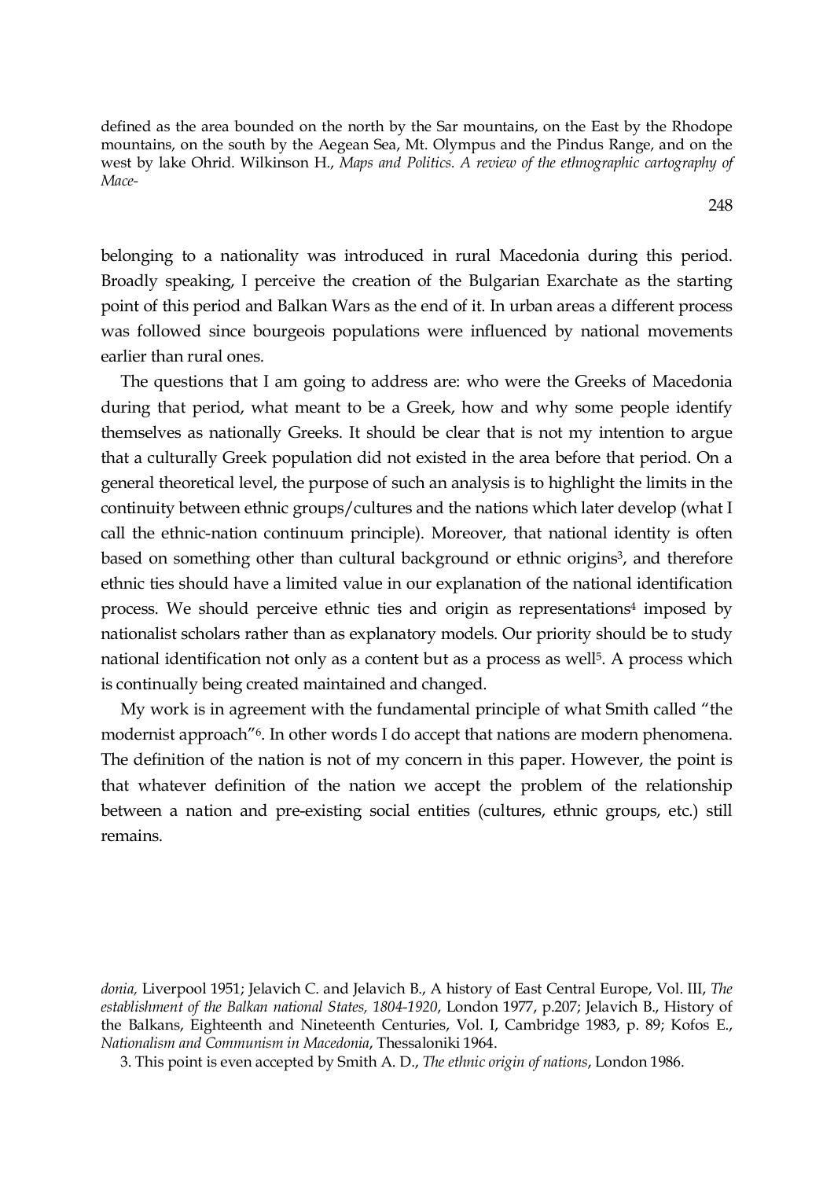defined as the area bounded on the north by the Sar mountains, on the East by the Rhodope mountains, on the south by the Aegean Sea, Mt. Olympus and the Pindus Range, and on the west by lake Ohrid. Wilkinson H., *Maps and Politics. A review of the ethnographic cartography of Mace-*

belonging to a nationality was introduced in rural Macedonia during this period. Broadly speaking, I perceive the creation of the Bulgarian Exarchate as the starting point of this period and Balkan Wars as the end of it. In urban areas a different process was followed since bourgeois populations were influenced by national movements earlier than rural ones.

The questions that I am going to address are: who were the Greeks of Macedonia during that period, what meant to be a Greek, how and why some people identify themselves as nationally Greeks. It should be clear that is not my intention to argue that a culturally Greek population did not existed in the area before that period. On a general theoretical level, the purpose of such an analysis is to highlight the limits in the continuity between ethnic groups/cultures and the nations which later develop (what I call the ethnic-nation continuum principle). Moreover, that national identity is often based on something other than cultural background or ethnic origins[3], and therefore ethnic ties should have a limited value in our explanation of the national identification process. We should perceive ethnic ties and origin as representations[4] imposed by nationalist scholars rather than as explanatory models. Our priority should be to study national identification not only as a content but as a process as well[5]. A process which is continually being created maintained and changed.

My work is in agreement with the fundamental principle of what Smith called "the modernist approach"[6]. In other words I do accept that nations are modern phenomena. The definition of the nation is not of my concern in this paper. However, the point is that whatever definition of the nation we accept the problem of the relationship between a nation and pre-existing social entities (cultures, ethnic groups, etc.) still remains.

*donia,* Liverpool 1951; Jelavich C. and Jelavich B., A history of East Central Europe, Vol. III, *The establishment of the Balkan national States, 1804-1920*, London 1977, p.207; Jelavich B., History of the Balkans, Eighteenth and Nineteenth Centuries, Vol. I, Cambridge 1983, p. 89; Kofos E., *Nationalism and Communism in Macedonia*, Thessaloniki 1964.

3. This point is even accepted by Smith A. D., *The ethnic origin of nations*, London 1986.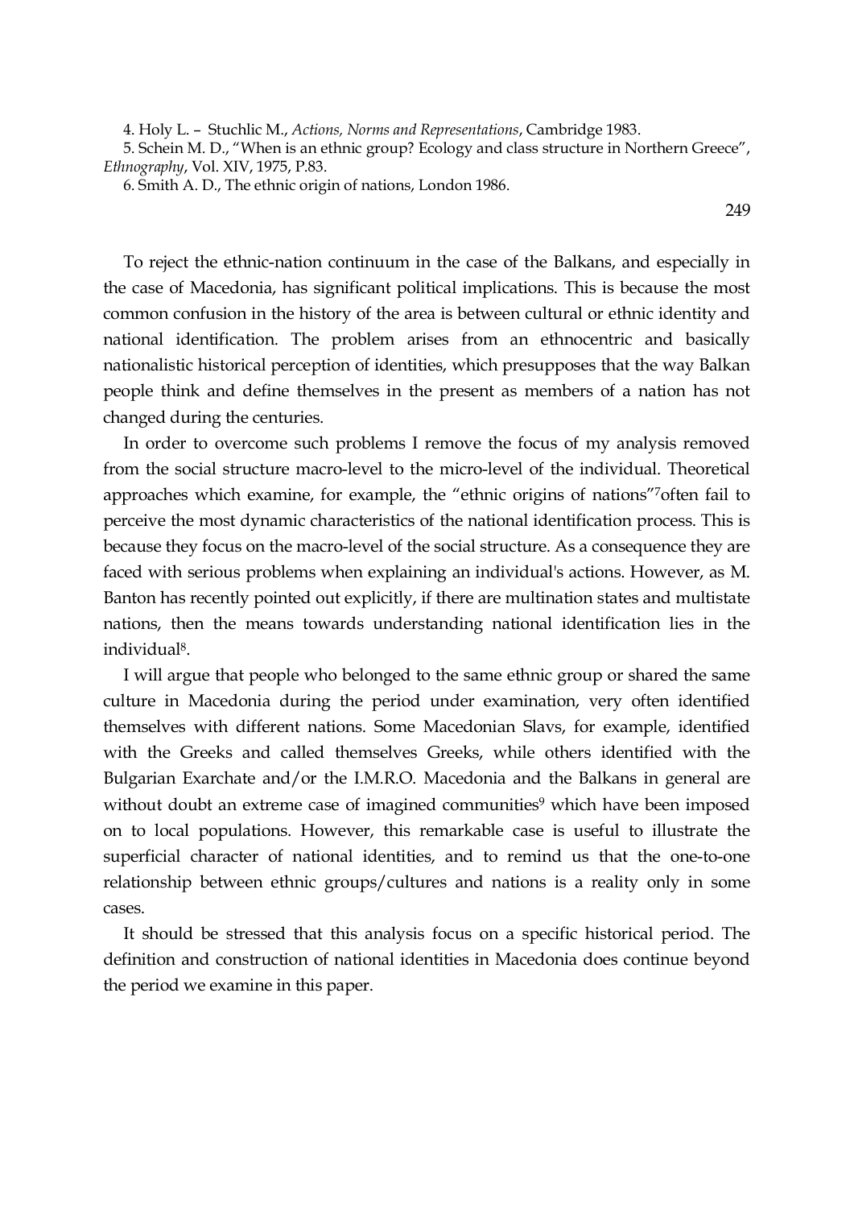4. Holy L. – Stuchlic M., *Actions, Norms and Representations*, Cambridge 1983.

5. Schein M. D., "When is an ethnic group? Ecology and class structure in Northern Greece", *Ethnography*, Vol. XIV, 1975, P.83.

6. Smith A. D., The ethnic origin of nations, London 1986.

To reject the ethnic-nation continuum in the case of the Balkans, and especially in the case of Macedonia, has significant political implications. This is because the most common confusion in the history of the area is between cultural or ethnic identity and national identification. The problem arises from an ethnocentric and basically nationalistic historical perception of identities, which presupposes that the way Balkan people think and define themselves in the present as members of a nation has not changed during the centuries.

In order to overcome such problems I remove the focus of my analysis removed from the social structure macro-level to the micro-level of the individual. Theoretical approaches which examine, for example, the "ethnic origins of nations"[7]often fail to perceive the most dynamic characteristics of the national identification process. This is because they focus on the macro-level of the social structure. As a consequence they are faced with serious problems when explaining an individual's actions. However, as M. Banton has recently pointed out explicitly, if there are multination states and multistate nations, then the means towards understanding national identification lies in the individual[8].

I will argue that people who belonged to the same ethnic group or shared the same culture in Macedonia during the period under examination, very often identified themselves with different nations. Some Macedonian Slavs, for example, identified with the Greeks and called themselves Greeks, while others identified with the Bulgarian Exarchate and/or the I.M.R.O. Macedonia and the Balkans in general are without doubt an extreme case of imagined communities[9] which have been imposed on to local populations. However, this remarkable case is useful to illustrate the superficial character of national identities, and to remind us that the one-to-one relationship between ethnic groups/cultures and nations is a reality only in some cases.

It should be stressed that this analysis focus on a specific historical period. The definition and construction of national identities in Macedonia does continue beyond the period we examine in this paper.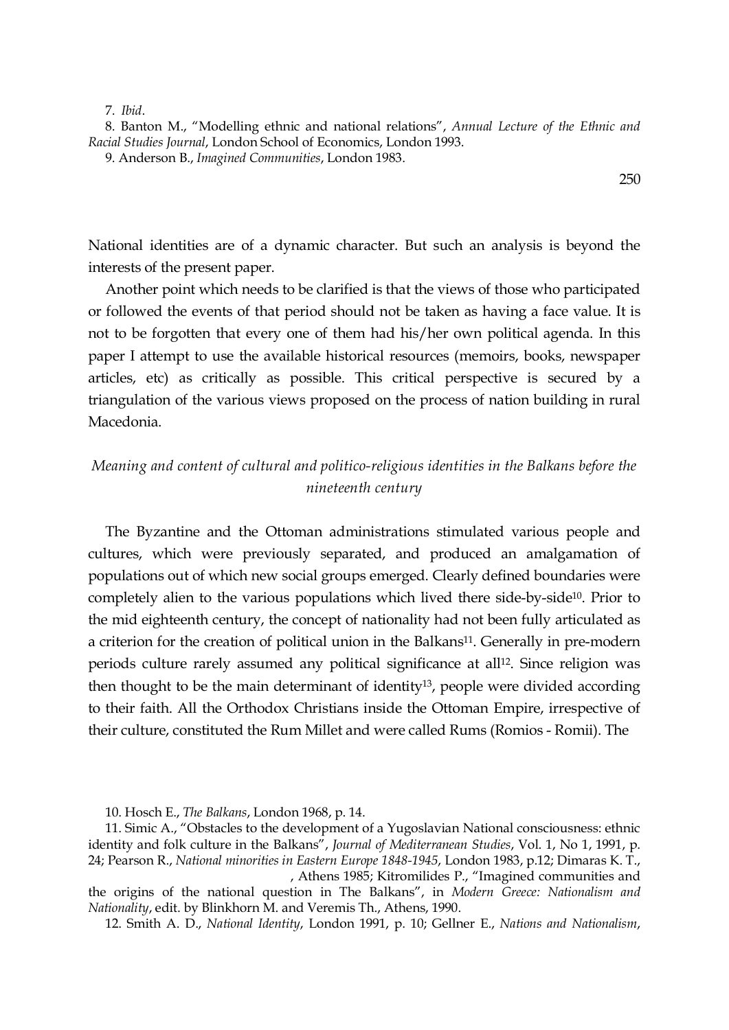7. *Ibid*.

8. Banton M., "Modelling ethnic and national relations", *Annual Lecture of the Ethnic and Racial Studies Journal*, London School of Economics, London 1993.

9. Anderson B., *Imagined Communities*, London 1983.

National identities are of a dynamic character. But such an analysis is beyond the interests of the present paper.

Another point which needs to be clarified is that the views of those who participated or followed the events of that period should not be taken as having a face value. It is not to be forgotten that every one of them had his/her own political agenda. In this paper I attempt to use the available historical resources (memoirs, books, newspaper articles, etc) as critically as possible. This critical perspective is secured by a triangulation of the various views proposed on the process of nation building in rural Macedonia.

### *Meaning and content of cultural and politico-religious identities in the Balkans before the nineteenth century*

The Byzantine and the Ottoman administrations stimulated various people and cultures, which were previously separated, and produced an amalgamation of populations out of which new social groups emerged. Clearly defined boundaries were completely alien to the various populations which lived there side-by-side[10]. Prior to the mid eighteenth century, the concept of nationality had not been fully articulated as a criterion for the creation of political union in the Balkans[11]. Generally in pre-modern periods culture rarely assumed any political significance at all[12]. Since religion was then thought to be the main determinant of identity[13], people were divided according to their faith. All the Orthodox Christians inside the Ottoman Empire, irrespective of their culture, constituted the Rum Millet and were called Rums (Romios - Romii). The

10. Hosch E., *The Balkans*, London 1968, p. 14.

11. Simic A., "Obstacles to the development of a Yugoslavian National consciousness: ethnic identity and folk culture in the Balkans", *Journal of Mediterranean Studies*, Vol. 1, No 1, 1991, p. 24; Pearson R., *National minorities in Eastern Europe 1848-1945*, London 1983, p.12; Dimaras K. T., , Athens 1985; Kitromilides P., "Imagined communities and the origins of the national question in The Balkans", in *Modern Greece: Nationalism and Nationality*, edit. by Blinkhorn M. and Veremis Th., Athens, 1990.

12. Smith A. D., *National Identity*, London 1991, p. 10; Gellner E., *Nations and Nationalism*,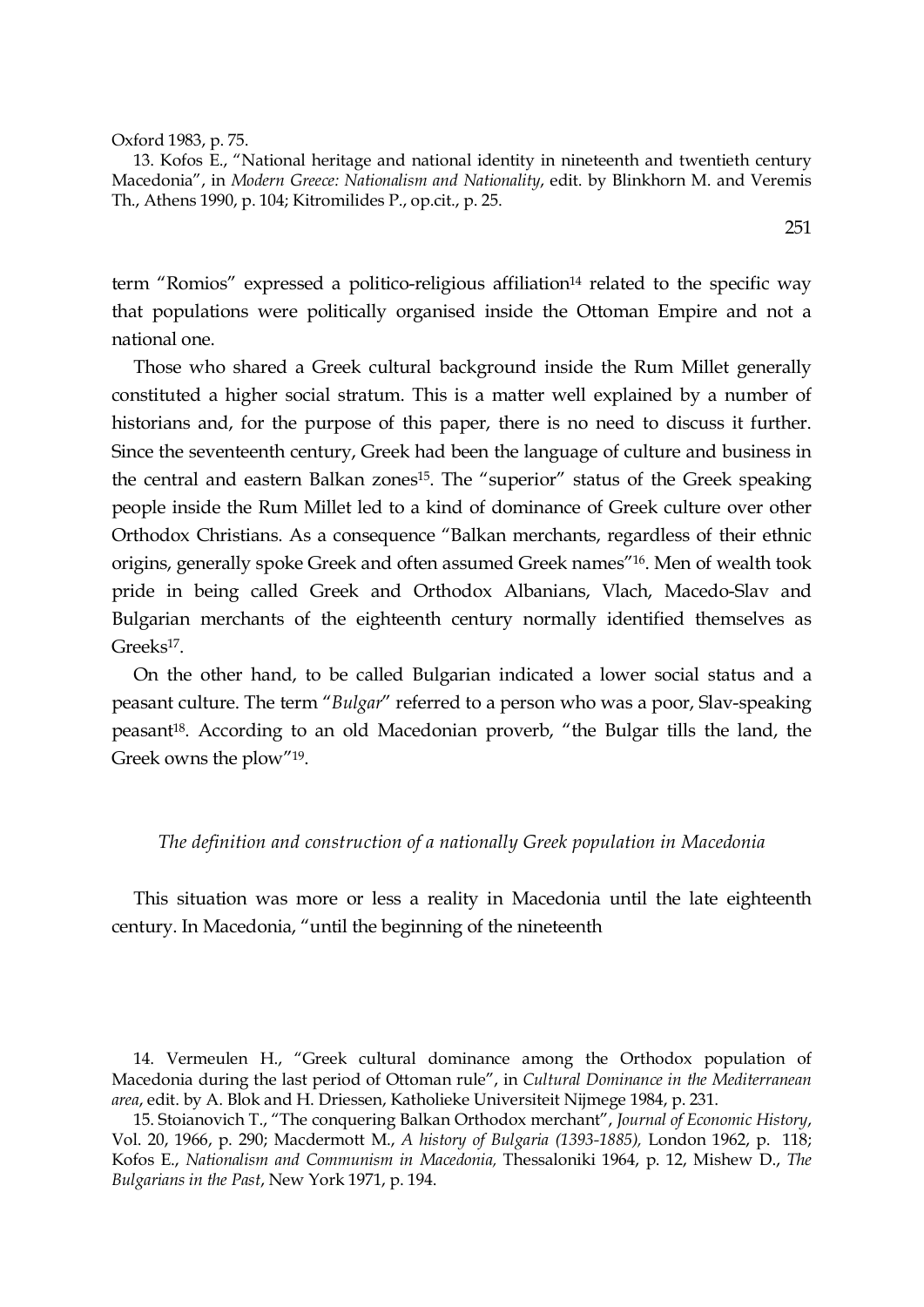Oxford 1983, p. 75.

13. Kofos E., "National heritage and national identity in nineteenth and twentieth century Macedonia", in *Modern Greece: Nationalism and Nationality*, edit. by Blinkhorn M. and Veremis Th., Athens 1990, p. 104; Kitromilides P., op.cit., p. 25.

term "Romios" expressed a politico-religious affiliation[14] related to the specific way that populations were politically organised inside the Ottoman Empire and not a national one.

Those who shared a Greek cultural background inside the Rum Millet generally constituted a higher social stratum. This is a matter well explained by a number of historians and, for the purpose of this paper, there is no need to discuss it further. Since the seventeenth century, Greek had been the language of culture and business in the central and eastern Balkan zones[15]. The "superior" status of the Greek speaking people inside the Rum Millet led to a kind of dominance of Greek culture over other Orthodox Christians. As a consequence "Balkan merchants, regardless of their ethnic origins, generally spoke Greek and often assumed Greek names"[16]. Men of wealth took pride in being called Greek and Orthodox Albanians, Vlach, Macedo-Slav and Bulgarian merchants of the eighteenth century normally identified themselves as Greeks[17].

On the other hand, to be called Bulgarian indicated a lower social status and a peasant culture. The term "*Bulgar*" referred to a person who was a poor, Slav-speaking peasant[18]. According to an old Macedonian proverb, "the Bulgar tills the land, the Greek owns the plow"[19].

### *The definition and construction of a nationally Greek population in Macedonia*

This situation was more or less a reality in Macedonia until the late eighteenth century. In Macedonia, "until the beginning of the nineteenth

14. Vermeulen H., "Greek cultural dominance among the Orthodox population of Macedonia during the last period of Ottoman rule", in *Cultural Dominance in the Mediterranean area*, edit. by A. Blok and H. Driessen, Katholieke Universiteit Nijmege 1984, p. 231.

15. Stoianovich T., "The conquering Balkan Orthodox merchant", *Journal of Economic History*, Vol. 20, 1966, p. 290; Macdermott M., *A history of Bulgaria (1393-1885),* London 1962, p. 118; Kofos E., *Nationalism and Communism in Macedonia,* Thessaloniki 1964, p. 12, Mishew D., *The Bulgarians in the Past*, New York 1971, p. 194.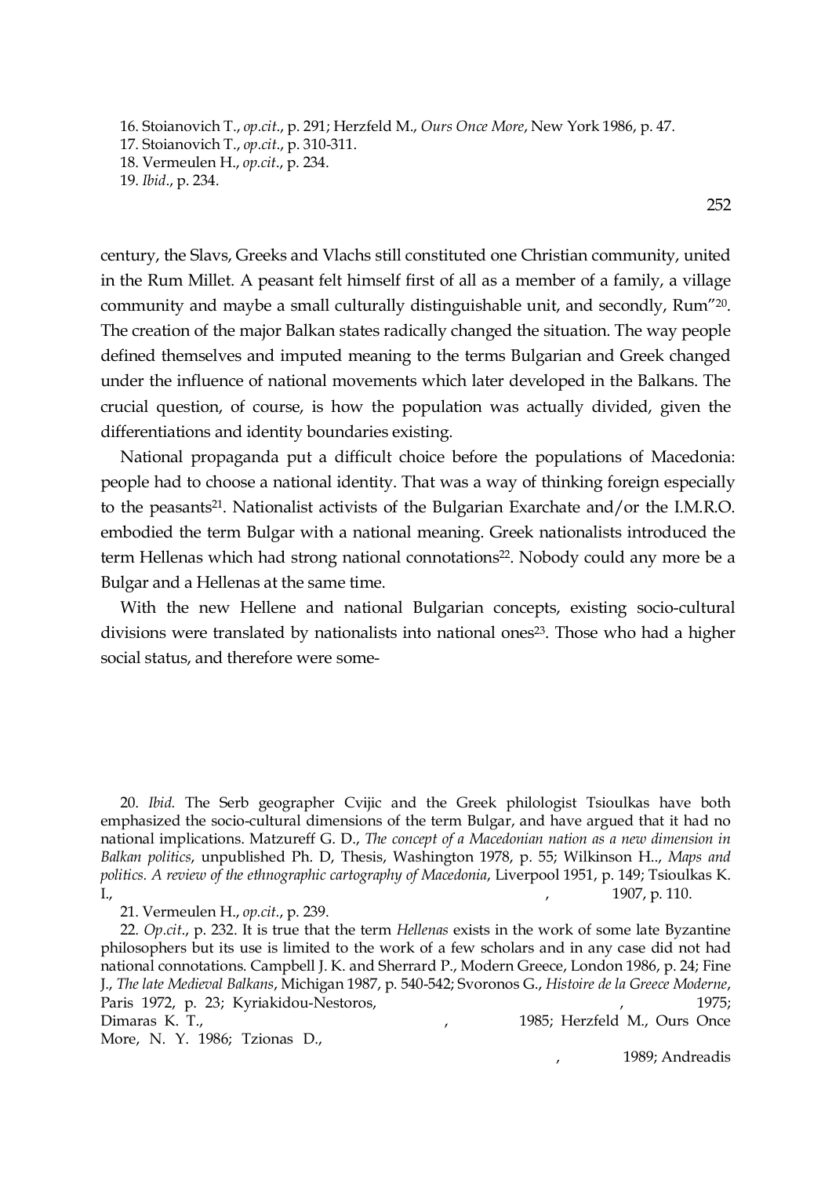16. Stoianovich T., *op.cit*., p. 291; Herzfeld M., *Ours Once More*, New York 1986, p. 47.
17. Stoianovich T., *op.cit*., p. 310-311.
18. Vermeulen H., *op.cit*., p. 234.
19. *Ibid*., p. 234.

century, the Slavs, Greeks and Vlachs still constituted one Christian community, united in the Rum Millet. A peasant felt himself first of all as a member of a family, a village community and maybe a small culturally distinguishable unit, and secondly, Rum"[20]. The creation of the major Balkan states radically changed the situation. The way people defined themselves and imputed meaning to the terms Bulgarian and Greek changed under the influence of national movements which later developed in the Balkans. The crucial question, of course, is how the population was actually divided, given the differentiations and identity boundaries existing.

National propaganda put a difficult choice before the populations of Macedonia: people had to choose a national identity. That was a way of thinking foreign especially to the peasants[21]. Nationalist activists of the Bulgarian Exarchate and/or the I.M.R.O. embodied the term Bulgar with a national meaning. Greek nationalists introduced the term Hellenas which had strong national connotations[22]. Nobody could any more be a Bulgar and a Hellenas at the same time.

With the new Hellene and national Bulgarian concepts, existing socio-cultural divisions were translated by nationalists into national ones[23]. Those who had a higher social status, and therefore were some-

20. *Ibid.* The Serb geographer Cvijic and the Greek philologist Tsioulkas have both emphasized the socio-cultural dimensions of the term Bulgar, and have argued that it had no national implications. Matzureff G. D., *The concept of a Macedonian nation as a new dimension in Balkan politics*, unpublished Ph. D, Thesis, Washington 1978, p. 55; Wilkinson H.., *Maps and politics. A review of the ethnographic cartography of Macedonia*, Liverpool 1951, p. 149; Tsioulkas K. I., , 1907, p. 110.

21. Vermeulen H., *op.cit*., p. 239.

22. *Op.cit*., p. 232. It is true that the term *Hellenas* exists in the work of some late Byzantine philosophers but its use is limited to the work of a few scholars and in any case did not had national connotations. Campbell J. K. and Sherrard P., Modern Greece, London 1986, p. 24; Fine J., *The late Medieval Balkans*, Michigan 1987, p. 540-542; Svoronos G., *Histoire de la Greece Moderne*, Paris 1972, p. 23; Kyriakidou-Nestoros, , 1975; Dimaras K. T., , 1985; Herzfeld M., Ours Once More, N. Y. 1986; Tzionas D., , 1989; Andreadis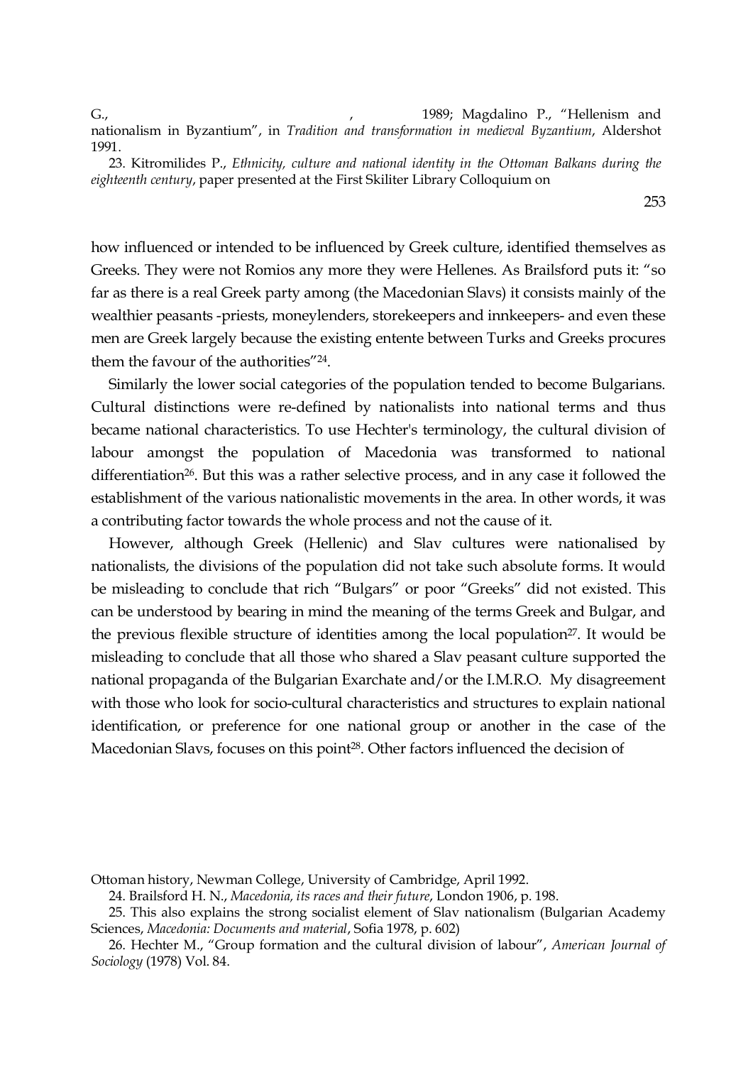G., , 1989; Magdalino P., "Hellenism and nationalism in Byzantium", in *Tradition and transformation in medieval Byzantium*, Aldershot 1991.

23. Kitromilides P., *Ethnicity, culture and national identity in the Ottoman Balkans during the eighteenth century*, paper presented at the First Skiliter Library Colloquium on

how influenced or intended to be influenced by Greek culture, identified themselves as Greeks. They were not Romios any more they were Hellenes. As Brailsford puts it: "so far as there is a real Greek party among (the Macedonian Slavs) it consists mainly of the wealthier peasants -priests, moneylenders, storekeepers and innkeepers- and even these men are Greek largely because the existing entente between Turks and Greeks procures them the favour of the authorities"[24].

Similarly the lower social categories of the population tended to become Bulgarians. Cultural distinctions were re-defined by nationalists into national terms and thus became national characteristics. To use Hechter's terminology, the cultural division of labour amongst the population of Macedonia was transformed to national differentiation[26]. But this was a rather selective process, and in any case it followed the establishment of the various nationalistic movements in the area. In other words, it was a contributing factor towards the whole process and not the cause of it.

However, although Greek (Hellenic) and Slav cultures were nationalised by nationalists, the divisions of the population did not take such absolute forms. It would be misleading to conclude that rich "Bulgars" or poor "Greeks" did not existed. This can be understood by bearing in mind the meaning of the terms Greek and Bulgar, and the previous flexible structure of identities among the local population[27]. It would be misleading to conclude that all those who shared a Slav peasant culture supported the national propaganda of the Bulgarian Exarchate and/or the I.M.R.O. My disagreement with those who look for socio-cultural characteristics and structures to explain national identification, or preference for one national group or another in the case of the Macedonian Slavs, focuses on this point[28]. Other factors influenced the decision of

Ottoman history, Newman College, University of Cambridge, April 1992.

24. Brailsford H. N., *Macedonia, its races and their future*, London 1906, p. 198.

25. This also explains the strong socialist element of Slav nationalism (Bulgarian Academy Sciences, *Macedonia: Documents and material*, Sofia 1978, p. 602)

26. Hechter M., "Group formation and the cultural division of labour", *American Journal of Sociology* (1978) Vol. 84.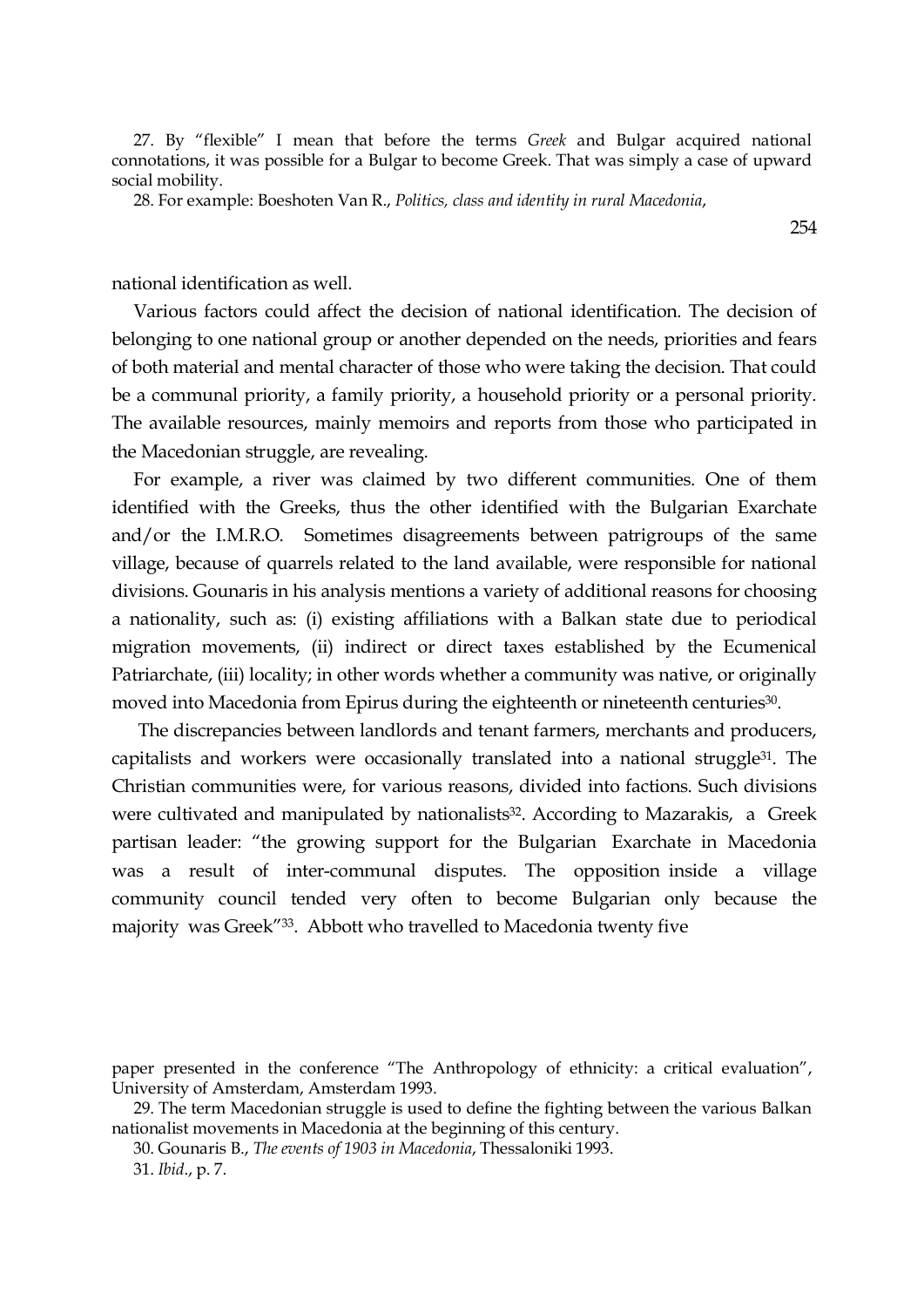27. By "flexible" I mean that before the terms *Greek* and Bulgar acquired national connotations, it was possible for a Bulgar to become Greek. That was simply a case of upward social mobility.

28. For example: Boeshoten Van R., *Politics, class and identity in rural Macedonia*,

national identification as well.

Various factors could affect the decision of national identification. The decision of belonging to one national group or another depended on the needs, priorities and fears of both material and mental character of those who were taking the decision. That could be a communal priority, a family priority, a household priority or a personal priority. The available resources, mainly memoirs and reports from those who participated in the Macedonian struggle, are revealing.

For example, a river was claimed by two different communities. One of them identified with the Greeks, thus the other identified with the Bulgarian Exarchate and/or the I.M.R.O. Sometimes disagreements between patrigroups of the same village, because of quarrels related to the land available, were responsible for national divisions. Gounaris in his analysis mentions a variety of additional reasons for choosing a nationality, such as: (i) existing affiliations with a Balkan state due to periodical migration movements, (ii) indirect or direct taxes established by the Ecumenical Patriarchate, (iii) locality; in other words whether a community was native, or originally moved into Macedonia from Epirus during the eighteenth or nineteenth centuries[30].

The discrepancies between landlords and tenant farmers, merchants and producers, capitalists and workers were occasionally translated into a national struggle[31]. The Christian communities were, for various reasons, divided into factions. Such divisions were cultivated and manipulated by nationalists[32]. According to Mazarakis, a Greek partisan leader: "the growing support for the Bulgarian Exarchate in Macedonia was a result of inter-communal disputes. The opposition inside a village community council tended very often to become Bulgarian only because the majority was Greek"[33]. Abbott who travelled to Macedonia twenty five

paper presented in the conference "The Anthropology of ethnicity: a critical evaluation", University of Amsterdam, Amsterdam 1993.

29. The term Macedonian struggle is used to define the fighting between the various Balkan nationalist movements in Macedonia at the beginning of this century.

30. Gounaris B., *The events of 1903 in Macedonia*, Thessaloniki 1993.

31. *Ibid*., p. 7.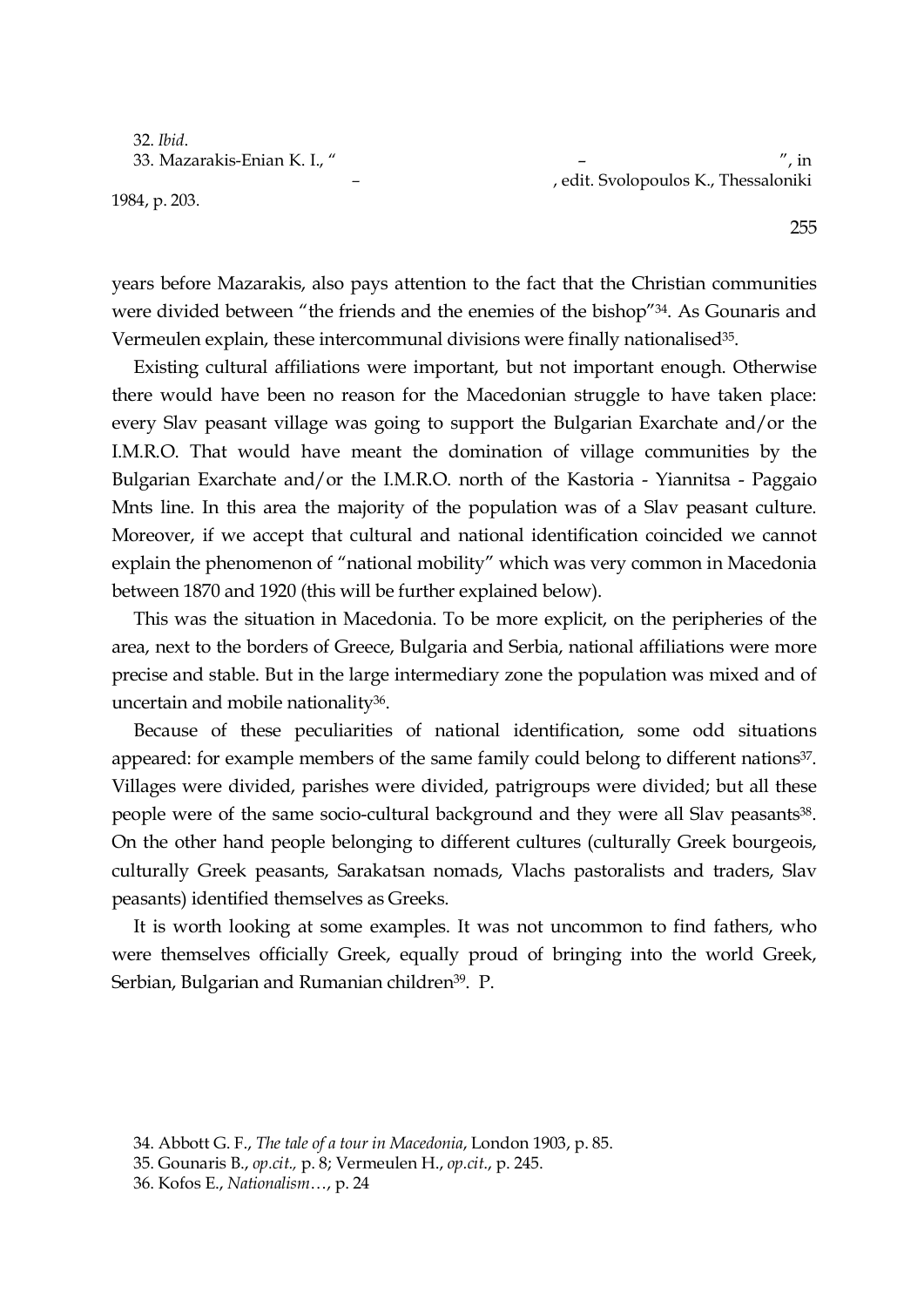32. *Ibid*.
33. Mazarakis-Enian K. I., " – ", in – , edit. Svolopoulos K., Thessaloniki 1984, p. 203.

years before Mazarakis, also pays attention to the fact that the Christian communities were divided between "the friends and the enemies of the bishop"[34]. As Gounaris and Vermeulen explain, these intercommunal divisions were finally nationalised[35].

Existing cultural affiliations were important, but not important enough. Otherwise there would have been no reason for the Macedonian struggle to have taken place: every Slav peasant village was going to support the Bulgarian Exarchate and/or the I.M.R.O. That would have meant the domination of village communities by the Bulgarian Exarchate and/or the I.M.R.O. north of the Kastoria - Yiannitsa - Paggaio Mnts line. In this area the majority of the population was of a Slav peasant culture. Moreover, if we accept that cultural and national identification coincided we cannot explain the phenomenon of "national mobility" which was very common in Macedonia between 1870 and 1920 (this will be further explained below).

This was the situation in Macedonia. To be more explicit, on the peripheries of the area, next to the borders of Greece, Bulgaria and Serbia, national affiliations were more precise and stable. But in the large intermediary zone the population was mixed and of uncertain and mobile nationality[36].

Because of these peculiarities of national identification, some odd situations appeared: for example members of the same family could belong to different nations[37]. Villages were divided, parishes were divided, patrigroups were divided; but all these people were of the same socio-cultural background and they were all Slav peasants[38]. On the other hand people belonging to different cultures (culturally Greek bourgeois, culturally Greek peasants, Sarakatsan nomads, Vlachs pastoralists and traders, Slav peasants) identified themselves as Greeks.

It is worth looking at some examples. It was not uncommon to find fathers, who were themselves officially Greek, equally proud of bringing into the world Greek, Serbian, Bulgarian and Rumanian children[39]. P.

34. Abbott G. F., *The tale of a tour in Macedonia*, London 1903, p. 85.
35. Gounaris B., *op.cit.,* p. 8; Vermeulen H., *op.cit.*, p. 245.
36. Kofos E., *Nationalism…*, p. 24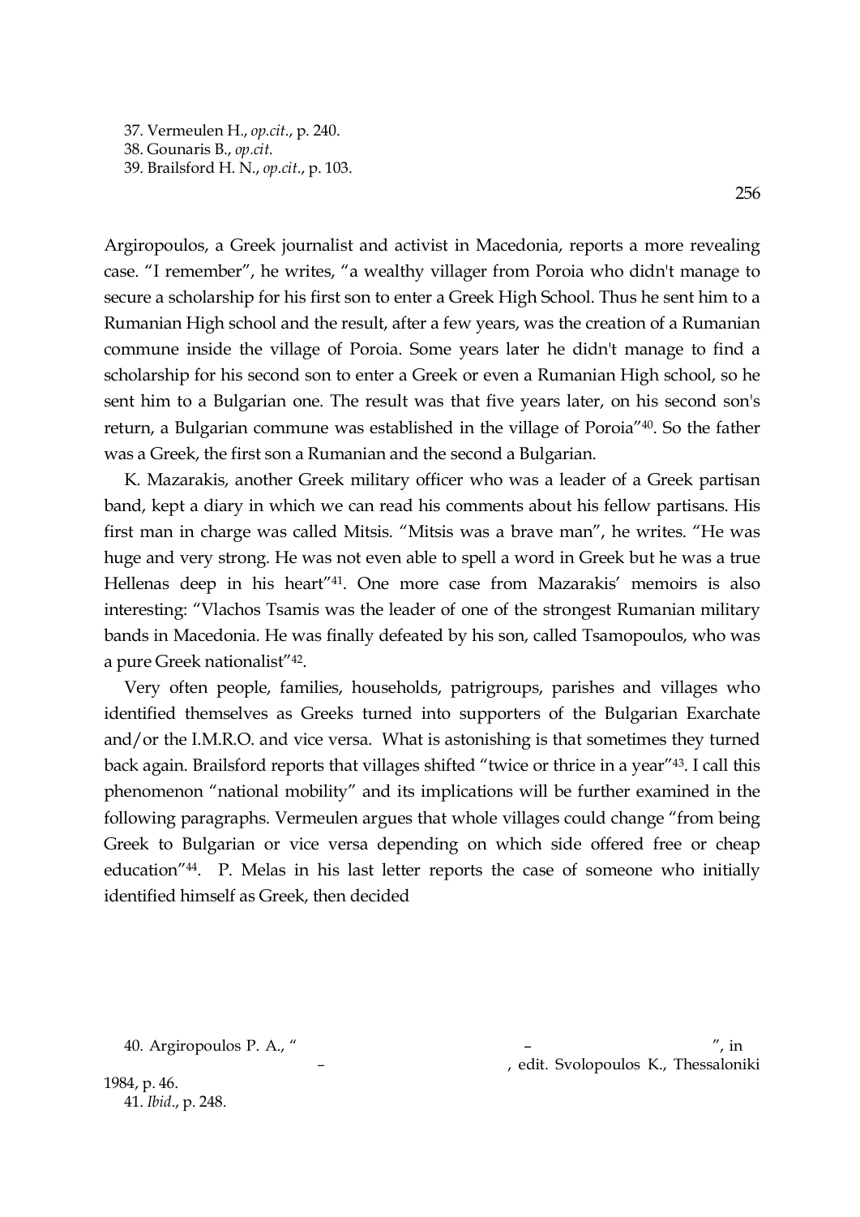37. Vermeulen H., *op.cit.*, p. 240.
38. Gounaris B., *op.cit.*
39. Brailsford H. N., *op.cit.*, p. 103.

Argiropoulos, a Greek journalist and activist in Macedonia, reports a more revealing case. "I remember", he writes, "a wealthy villager from Poroia who didn't manage to secure a scholarship for his first son to enter a Greek High School. Thus he sent him to a Rumanian High school and the result, after a few years, was the creation of a Rumanian commune inside the village of Poroia. Some years later he didn't manage to find a scholarship for his second son to enter a Greek or even a Rumanian High school, so he sent him to a Bulgarian one. The result was that five years later, on his second son's return, a Bulgarian commune was established in the village of Poroia"[40]. So the father was a Greek, the first son a Rumanian and the second a Bulgarian.

K. Mazarakis, another Greek military officer who was a leader of a Greek partisan band, kept a diary in which we can read his comments about his fellow partisans. His first man in charge was called Mitsis. "Mitsis was a brave man", he writes. "He was huge and very strong. He was not even able to spell a word in Greek but he was a true Hellenas deep in his heart"[41]. One more case from Mazarakis' memoirs is also interesting: "Vlachos Tsamis was the leader of one of the strongest Rumanian military bands in Macedonia. He was finally defeated by his son, called Tsamopoulos, who was a pure Greek nationalist"[42].

Very often people, families, households, patrigroups, parishes and villages who identified themselves as Greeks turned into supporters of the Bulgarian Exarchate and/or the I.M.R.O. and vice versa. What is astonishing is that sometimes they turned back again. Brailsford reports that villages shifted "twice or thrice in a year"[43]. I call this phenomenon "national mobility" and its implications will be further examined in the following paragraphs. Vermeulen argues that whole villages could change "from being Greek to Bulgarian or vice versa depending on which side offered free or cheap education"[44]. P. Melas in his last letter reports the case of someone who initially identified himself as Greek, then decided

40. Argiropoulos P. A., " – ", in – , edit. Svolopoulos K., Thessaloniki 1984, p. 46.
41. *Ibid.*, p. 248.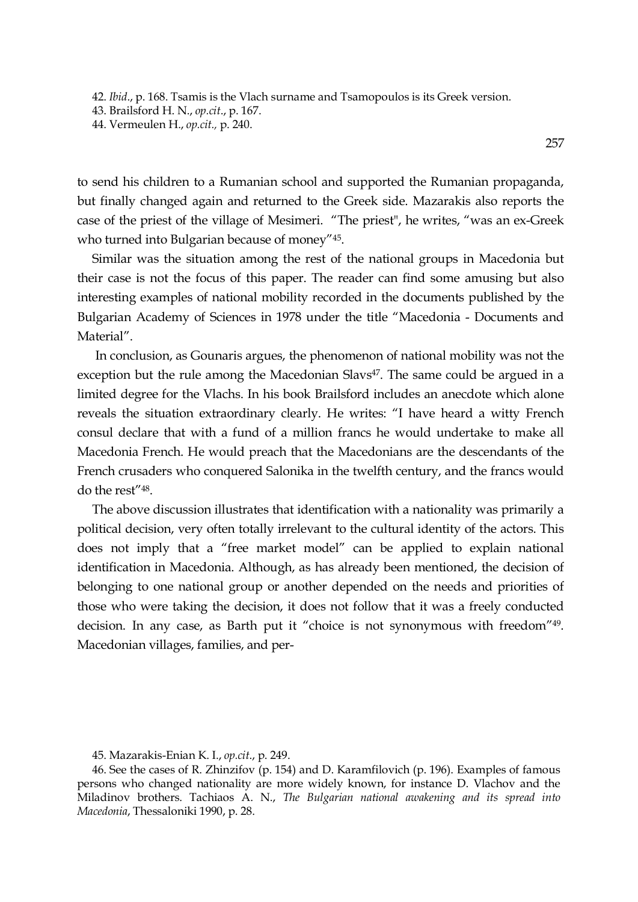42. *Ibid*., p. 168. Tsamis is the Vlach surname and Tsamopoulos is its Greek version.
43. Brailsford H. N., *op.cit*., p. 167.
44. Vermeulen H., *op.cit.,* p. 240.

to send his children to a Rumanian school and supported the Rumanian propaganda, but finally changed again and returned to the Greek side. Mazarakis also reports the case of the priest of the village of Mesimeri. "The priest", he writes, "was an ex-Greek who turned into Bulgarian because of money"[45].

Similar was the situation among the rest of the national groups in Macedonia but their case is not the focus of this paper. The reader can find some amusing but also interesting examples of national mobility recorded in the documents published by the Bulgarian Academy of Sciences in 1978 under the title "Macedonia - Documents and Material".

In conclusion, as Gounaris argues, the phenomenon of national mobility was not the exception but the rule among the Macedonian Slavs[47]. The same could be argued in a limited degree for the Vlachs. In his book Brailsford includes an anecdote which alone reveals the situation extraordinary clearly. He writes: "I have heard a witty French consul declare that with a fund of a million francs he would undertake to make all Macedonia French. He would preach that the Macedonians are the descendants of the French crusaders who conquered Salonika in the twelfth century, and the francs would do the rest"[48].

The above discussion illustrates that identification with a nationality was primarily a political decision, very often totally irrelevant to the cultural identity of the actors. This does not imply that a "free market model" can be applied to explain national identification in Macedonia. Although, as has already been mentioned, the decision of belonging to one national group or another depended on the needs and priorities of those who were taking the decision, it does not follow that it was a freely conducted decision. In any case, as Barth put it "choice is not synonymous with freedom"[49]. Macedonian villages, families, and per-

45. Mazarakis-Enian K. I., *op.cit*., p. 249.

46. See the cases of R. Zhinzifov (p. 154) and D. Karamfilovich (p. 196). Examples of famous persons who changed nationality are more widely known, for instance D. Vlachov and the Miladinov brothers. Tachiaos A. N., *The Bulgarian national awakening and its spread into Macedonia*, Thessaloniki 1990, p. 28.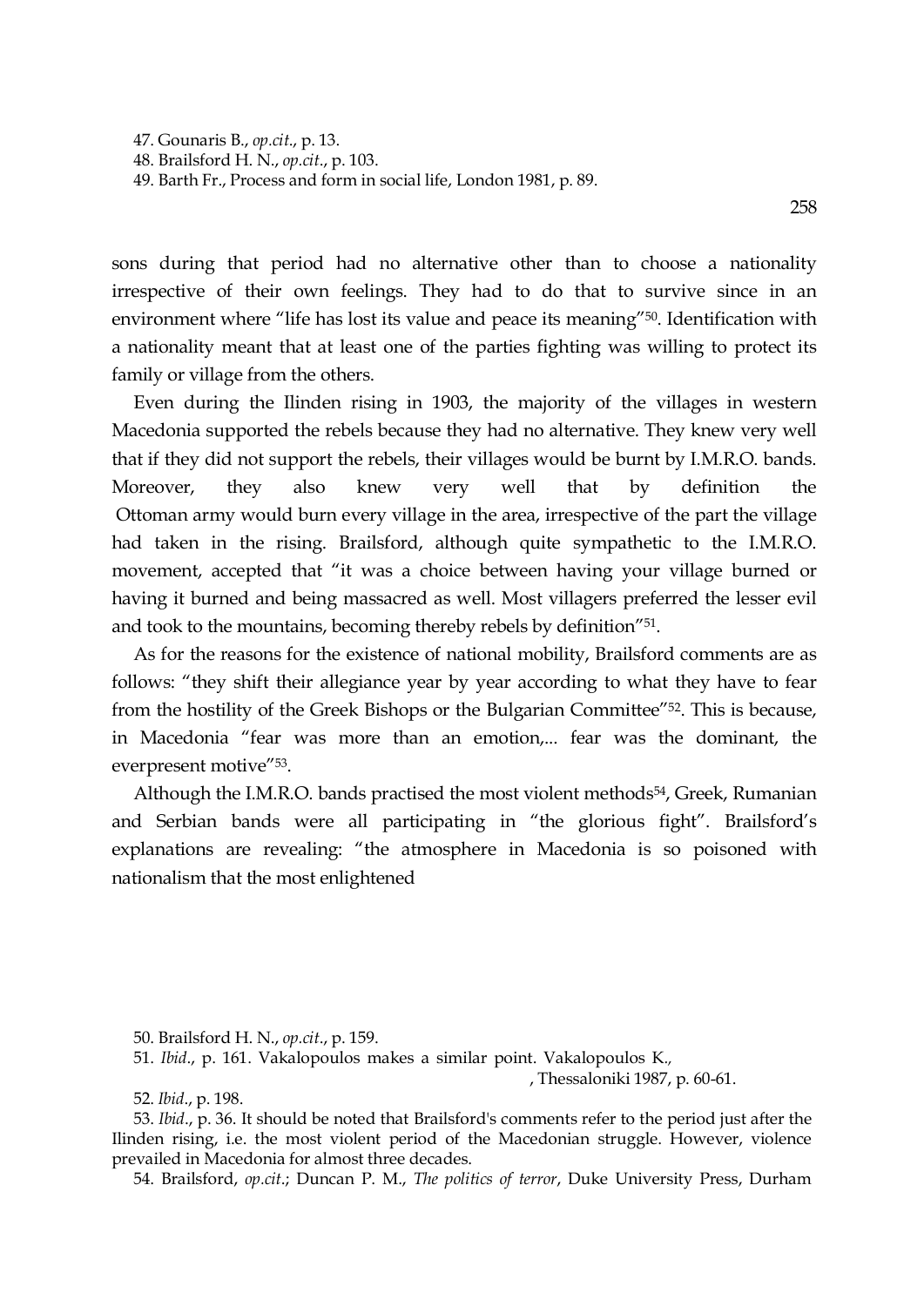47. Gounaris B., *op.cit.*, p. 13.
48. Brailsford H. N., *op.cit.*, p. 103.
49. Barth Fr., Process and form in social life, London 1981, p. 89.

sons during that period had no alternative other than to choose a nationality irrespective of their own feelings. They had to do that to survive since in an environment where "life has lost its value and peace its meaning"[50]. Identification with a nationality meant that at least one of the parties fighting was willing to protect its family or village from the others.

Even during the Ilinden rising in 1903, the majority of the villages in western Macedonia supported the rebels because they had no alternative. They knew very well that if they did not support the rebels, their villages would be burnt by I.M.R.O. bands. Moreover, they also knew very well that by definition the Ottoman army would burn every village in the area, irrespective of the part the village had taken in the rising. Brailsford, although quite sympathetic to the I.M.R.O. movement, accepted that "it was a choice between having your village burned or having it burned and being massacred as well. Most villagers preferred the lesser evil and took to the mountains, becoming thereby rebels by definition"[51].

As for the reasons for the existence of national mobility, Brailsford comments are as follows: "they shift their allegiance year by year according to what they have to fear from the hostility of the Greek Bishops or the Bulgarian Committee"[52]. This is because, in Macedonia "fear was more than an emotion,... fear was the dominant, the everpresent motive"[53].

Although the I.M.R.O. bands practised the most violent methods[54], Greek, Rumanian and Serbian bands were all participating in "the glorious fight". Brailsford's explanations are revealing: "the atmosphere in Macedonia is so poisoned with nationalism that the most enlightened

50. Brailsford H. N., *op.cit.*, p. 159.

51. *Ibid.*, p. 161. Vakalopoulos makes a similar point. Vakalopoulos K., , Thessaloniki 1987, p. 60-61.

52. *Ibid.*, p. 198.

53. *Ibid.*, p. 36. It should be noted that Brailsford's comments refer to the period just after the Ilinden rising, i.e. the most violent period of the Macedonian struggle. However, violence prevailed in Macedonia for almost three decades.

54. Brailsford, *op.cit.*; Duncan P. M., *The politics of terror*, Duke University Press, Durham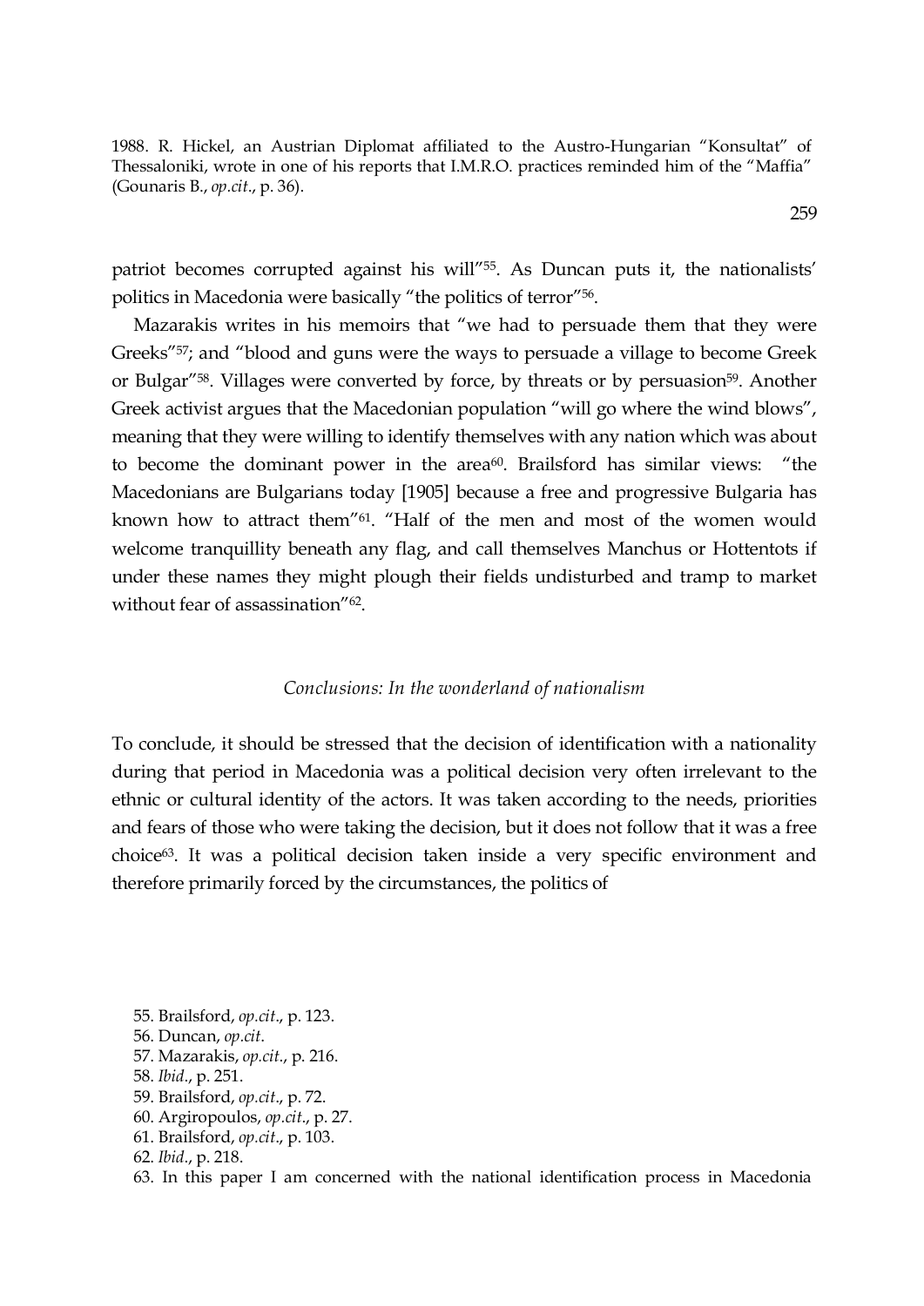1988. R. Hickel, an Austrian Diplomat affiliated to the Austro-Hungarian "Konsultat" of Thessaloniki, wrote in one of his reports that I.M.R.O. practices reminded him of the "Maffia" (Gounaris B., *op.cit.*, p. 36).

patriot becomes corrupted against his will"[55]. As Duncan puts it, the nationalists' politics in Macedonia were basically "the politics of terror"[56].

Mazarakis writes in his memoirs that "we had to persuade them that they were Greeks"[57]; and "blood and guns were the ways to persuade a village to become Greek or Bulgar"[58]. Villages were converted by force, by threats or by persuasion[59]. Another Greek activist argues that the Macedonian population "will go where the wind blows", meaning that they were willing to identify themselves with any nation which was about to become the dominant power in the area[60]. Brailsford has similar views: "the Macedonians are Bulgarians today [1905] because a free and progressive Bulgaria has known how to attract them"[61]. "Half of the men and most of the women would welcome tranquillity beneath any flag, and call themselves Manchus or Hottentots if under these names they might plough their fields undisturbed and tramp to market without fear of assassination"[62].

## *Conclusions: In the wonderland of nationalism*

To conclude, it should be stressed that the decision of identification with a nationality during that period in Macedonia was a political decision very often irrelevant to the ethnic or cultural identity of the actors. It was taken according to the needs, priorities and fears of those who were taking the decision, but it does not follow that it was a free choice[63]. It was a political decision taken inside a very specific environment and therefore primarily forced by the circumstances, the politics of

55. Brailsford, *op.cit.*, p. 123.
56. Duncan, *op.cit.*
57. Mazarakis, *op.cit.*, p. 216.
58. *Ibid.*, p. 251.
59. Brailsford, *op.cit.*, p. 72.
60. Argiropoulos, *op.cit.*, p. 27.
61. Brailsford, *op.cit.*, p. 103.
62. *Ibid.*, p. 218.
63. In this paper I am concerned with the national identification process in Macedonia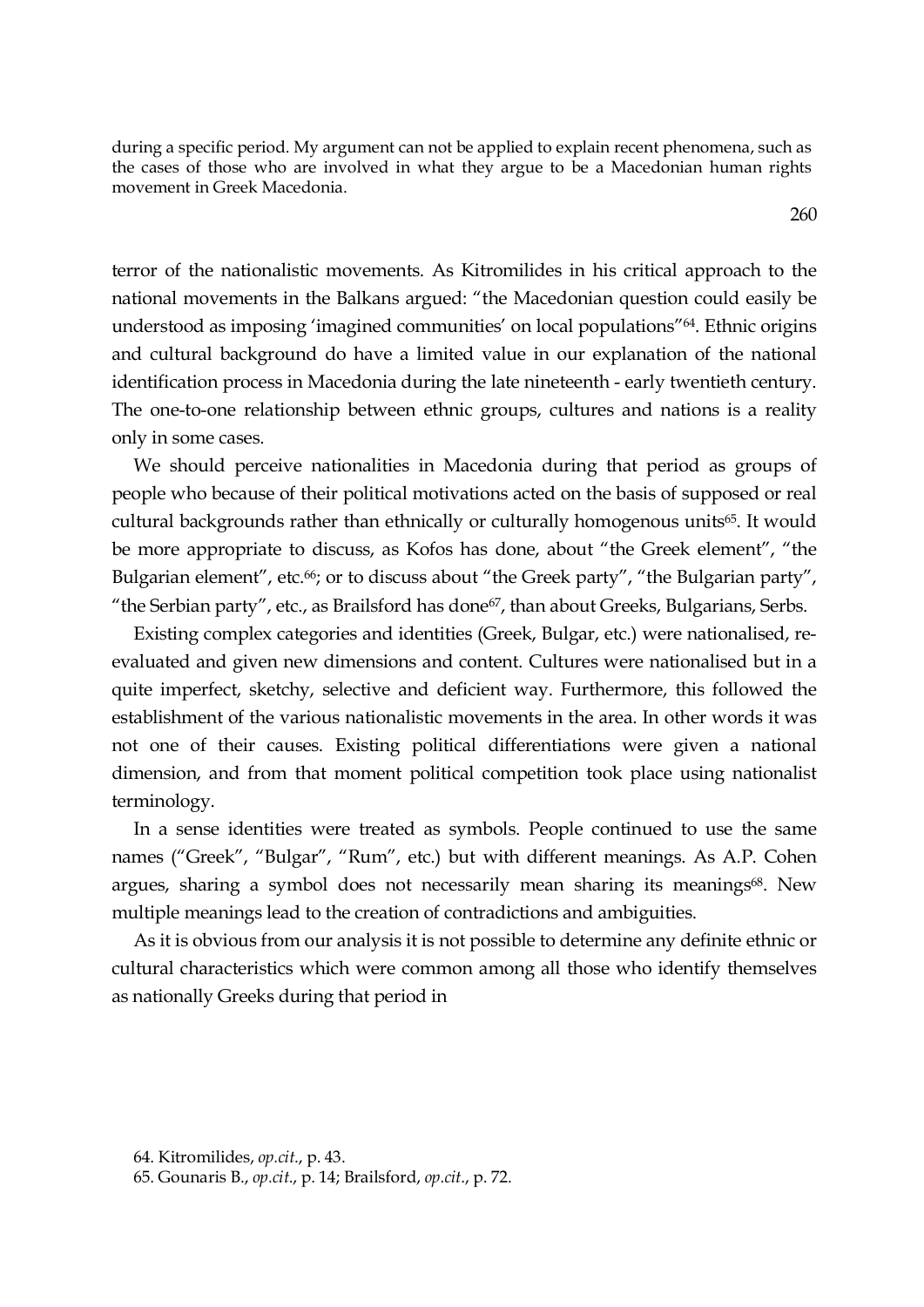during a specific period. My argument can not be applied to explain recent phenomena, such as the cases of those who are involved in what they argue to be a Macedonian human rights movement in Greek Macedonia.

260

terror of the nationalistic movements. As Kitromilides in his critical approach to the national movements in the Balkans argued: "the Macedonian question could easily be understood as imposing 'imagined communities' on local populations"[64]. Ethnic origins and cultural background do have a limited value in our explanation of the national identification process in Macedonia during the late nineteenth - early twentieth century. The one-to-one relationship between ethnic groups, cultures and nations is a reality only in some cases.

We should perceive nationalities in Macedonia during that period as groups of people who because of their political motivations acted on the basis of supposed or real cultural backgrounds rather than ethnically or culturally homogenous units[65]. It would be more appropriate to discuss, as Kofos has done, about "the Greek element", "the Bulgarian element", etc.[66]; or to discuss about "the Greek party", "the Bulgarian party", "the Serbian party", etc., as Brailsford has done[67], than about Greeks, Bulgarians, Serbs.

Existing complex categories and identities (Greek, Bulgar, etc.) were nationalised, re-evaluated and given new dimensions and content. Cultures were nationalised but in a quite imperfect, sketchy, selective and deficient way. Furthermore, this followed the establishment of the various nationalistic movements in the area. In other words it was not one of their causes. Existing political differentiations were given a national dimension, and from that moment political competition took place using nationalist terminology.

In a sense identities were treated as symbols. People continued to use the same names ("Greek", "Bulgar", "Rum", etc.) but with different meanings. As A.P. Cohen argues, sharing a symbol does not necessarily mean sharing its meanings[68]. New multiple meanings lead to the creation of contradictions and ambiguities.

As it is obvious from our analysis it is not possible to determine any definite ethnic or cultural characteristics which were common among all those who identify themselves as nationally Greeks during that period in

64. Kitromilides, *op.cit.*, p. 43.

65. Gounaris B., *op.cit.*, p. 14; Brailsford, *op.cit.*, p. 72.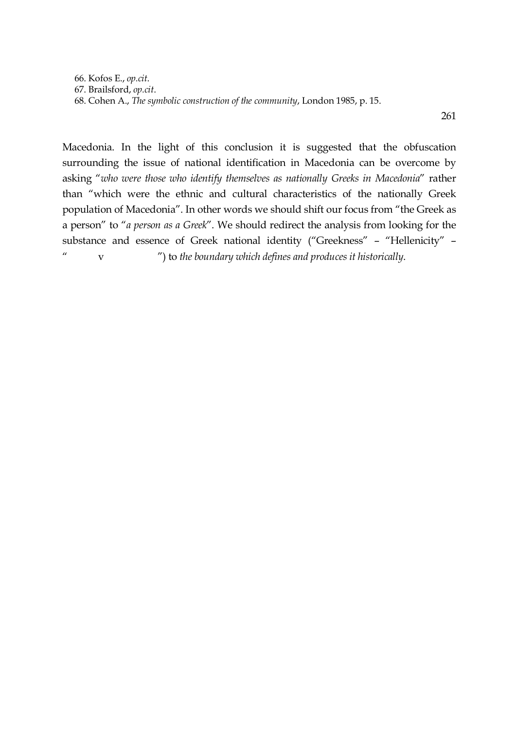66. Kofos E., *op.cit.*
67. Brailsford, *op.cit.*
68. Cohen A., *The symbolic construction of the community*, London 1985, p. 15.

Macedonia. In the light of this conclusion it is suggested that the obfuscation surrounding the issue of national identification in Macedonia can be overcome by asking "*who were those who identify themselves as nationally Greeks in Macedonia*" rather than "which were the ethnic and cultural characteristics of the nationally Greek population of Macedonia". In other words we should shift our focus from "the Greek as a person" to "*a person as a Greek*". We should redirect the analysis from looking for the substance and essence of Greek national identity ("Greekness" – "Hellenicity" – " v ") to *the boundary which defines and produces it historically*.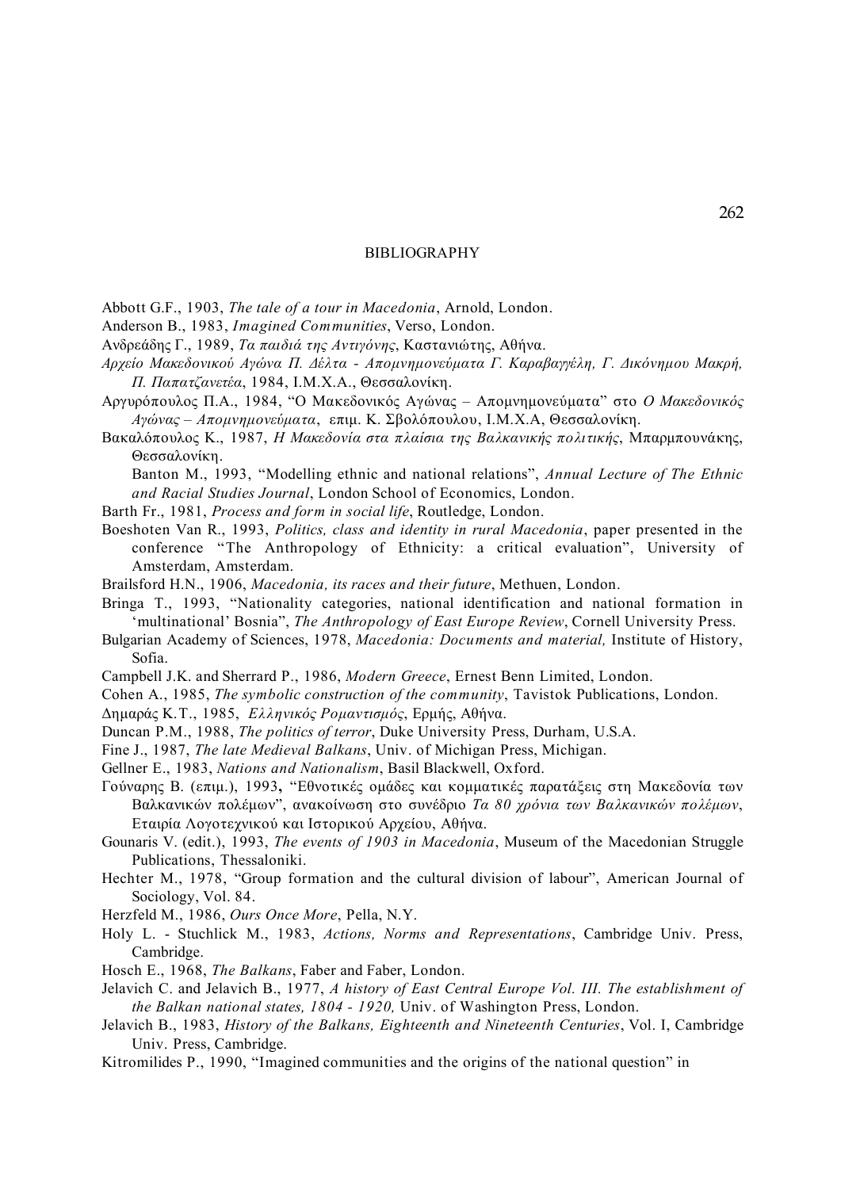# BIBLIOGRAPHY

Abbott G.F., 1903, *The tale of a tour in Macedonia*, Arnold, London.

Anderson B., 1983, *Imagined Communities*, Verso, London.

Ανδρεάδης Γ., 1989, *Τα παιδιά της Αντιγόνης*, Καστανιώτης, Αθήνα.

*Αρχείο Μακεδονικού Αγώνα Π. Δέλτα - Απομνημονεύματα Γ. Καραβαγγέλη, Γ. Δικόνημου Μακρή, Π. Παπατζανετέα*, 1984, Ι.Μ.Χ.Α., Θεσσαλονίκη.

Αργυρόπουλος Π.Α., 1984, "Ο Μακεδονικός Αγώνας – Απομνημονεύματα" στο *Ο Μακεδονικός Αγώνας – Απομνημονεύματα*, επιμ. Κ. Σβολόπουλου, Ι.Μ.Χ.Α, Θεσσαλονίκη.

Βακαλόπουλος Κ., 1987, *Η Μακεδονία στα πλαίσια της Βαλκανικής πολιτικής*, Μπαρμπουνάκης, Θεσσαλονίκη.

Banton M., 1993, "Modelling ethnic and national relations", *Annual Lecture of The Ethnic and Racial Studies Journal*, London School of Economics, London.

Barth Fr., 1981, *Process and form in social life*, Routledge, London.

Boeshoten Van R., 1993, *Politics, class and identity in rural Macedonia*, paper presented in the conference "The Anthropology of Ethnicity: a critical evaluation", University of Amsterdam, Amsterdam.

Brailsford H.N., 1906, *Macedonia, its races and their future*, Methuen, London.

Bringa T., 1993, "Nationality categories, national identification and national formation in 'multinational' Bosnia", *The Anthropology of East Europe Review*, Cornell University Press.

Bulgarian Academy of Sciences, 1978, *Macedonia: Documents and material,* Institute of History, Sofia.

Campbell J.K. and Sherrard P., 1986, *Modern Greece*, Ernest Benn Limited, London.

Cohen A., 1985, *The symbolic construction of the community*, Tavistok Publications, London.

Δημαράς Κ.Τ., 1985, *Ελληνικός Ρομαντισμός*, Ερμής, Αθήνα.

Duncan P.M., 1988, *The politics of terror*, Duke University Press, Durham, U.S.A.

Fine J., 1987, *The late Medieval Balkans*, Univ. of Michigan Press, Michigan.

Gellner E., 1983, *Nations and Nationalism*, Basil Blackwell, Oxford.

Γούναρης Β. (επιμ.), 1993, "Εθνοτικές ομάδες και κομματικές παρατάξεις στη Μακεδονία των Βαλκανικών πολέμων", ανακοίνωση στο συνέδριο *Τα 80 χρόνια των Βαλκανικών πολέμων*, Εταιρία Λογοτεχνικού και Ιστορικού Αρχείου, Αθήνα.

Gounaris V. (edit.), 1993, *The events of 1903 in Macedonia*, Museum of the Macedonian Struggle Publications, Thessaloniki.

Hechter M., 1978, "Group formation and the cultural division of labour", American Journal of Sociology, Vol. 84.

Herzfeld M., 1986, *Ours Once More*, Pella, N.Y.

Holy L. - Stuchlick M., 1983, *Actions, Norms and Representations*, Cambridge Univ. Press, Cambridge.

Hosch E., 1968, *The Balkans*, Faber and Faber, London.

Jelavich C. and Jelavich B., 1977, *A history of East Central Europe Vol. III. The establishment of the Balkan national states, 1804 - 1920,* Univ. of Washington Press, London.

Jelavich B., 1983, *History of the Balkans, Eighteenth and Nineteenth Centuries*, Vol. I, Cambridge Univ. Press, Cambridge.

Kitromilides P., 1990, "Imagined communities and the origins of the national question" in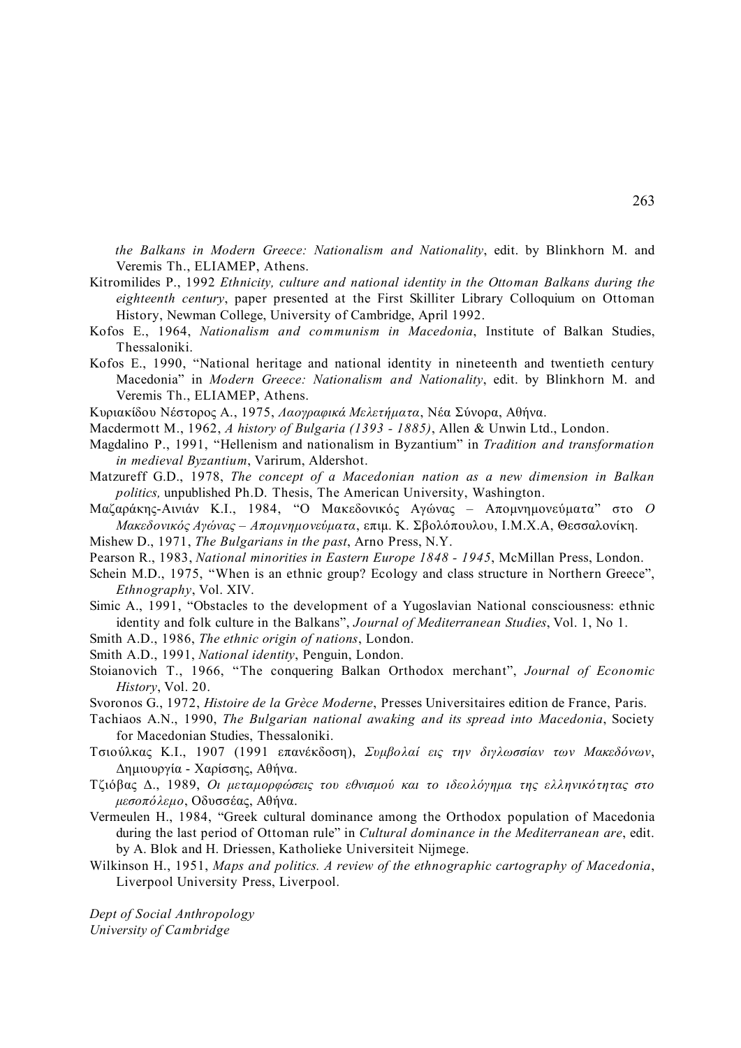*the Balkans in Modern Greece: Nationalism and Nationality*, edit. by Blinkhorn M. and Veremis Th., ELIAMEP, Athens.

Kitromilides P., 1992 *Ethnicity, culture and national identity in the Ottoman Balkans during the eighteenth century*, paper presented at the First Skilliter Library Colloquium on Ottoman History, Newman College, University of Cambridge, April 1992.

Kofos E., 1964, *Nationalism and communism in Macedonia*, Institute of Balkan Studies, Thessaloniki.

Kofos E., 1990, "National heritage and national identity in nineteenth and twentieth century Macedonia" in *Modern Greece: Nationalism and Nationality*, edit. by Blinkhorn M. and Veremis Th., ELIAMEP, Athens.

Κυριακίδου Νέστορος Α., 1975, *Λαογραφικά Μελετήματα*, Νέα Σύνορα, Αθήνα.

Macdermott M., 1962, *A history of Bulgaria (1393 - 1885)*, Allen & Unwin Ltd., London.

Magdalino P., 1991, "Hellenism and nationalism in Byzantium" in *Tradition and transformation in medieval Byzantium*, Varirum, Aldershot.

Matzureff G.D., 1978, *The concept of a Macedonian nation as a new dimension in Balkan politics,* unpublished Ph.D. Thesis, The American University, Washington.

Μαζαράκης-Αινιάν Κ.Ι., 1984, "Ο Μακεδονικός Αγώνας – Απομνημονεύματα" στο *Ο Μακεδονικός Αγώνας – Απομνημονεύματα*, επιμ. Κ. Σβολόπουλου, Ι.Μ.Χ.Α, Θεσσαλονίκη.

Mishew D., 1971, *The Bulgarians in the past*, Arno Press, N.Y.

Pearson R., 1983, *National minorities in Eastern Europe 1848 - 1945*, McMillan Press, London.

Schein M.D., 1975, "When is an ethnic group? Ecology and class structure in Northern Greece", *Ethnography*, Vol. XIV.

Simic A., 1991, "Obstacles to the development of a Yugoslavian National consciousness: ethnic identity and folk culture in the Balkans", *Journal of Mediterranean Studies*, Vol. 1, No 1.

Smith A.D., 1986, *The ethnic origin of nations*, London.

Smith A.D., 1991, *National identity*, Penguin, London.

Stoianovich T., 1966, "The conquering Balkan Orthodox merchant", *Journal of Economic History*, Vol. 20.

Svoronos G., 1972, *Histoire de la Grèce Moderne*, Presses Universitaires edition de France, Paris.

Tachiaos A.N., 1990, *The Bulgarian national awaking and its spread into Macedonia*, Society for Macedonian Studies, Thessaloniki.

Τσιούλκας Κ.Ι., 1907 (1991 επανέκδοση), *Συμβολαί εις την διγλωσσίαν των Μακεδόνων*, Δημιουργία - Χαρίσσης, Αθήνα.

Τζιόβας Δ., 1989, *Οι μεταμορφώσεις του εθνισμού και το ιδεολόγημα της ελληνικότητας στο μεσοπόλεμο*, Οδυσσέας, Αθήνα.

Vermeulen H., 1984, "Greek cultural dominance among the Orthodox population of Macedonia during the last period of Ottoman rule" in *Cultural dominance in the Mediterranean are*, edit. by A. Blok and H. Driessen, Katholieke Universiteit Nijmege.

Wilkinson H., 1951, *Maps and politics. A review of the ethnographic cartography of Macedonia*, Liverpool University Press, Liverpool.

*Dept of Social Anthropology*
*University of Cambridge*